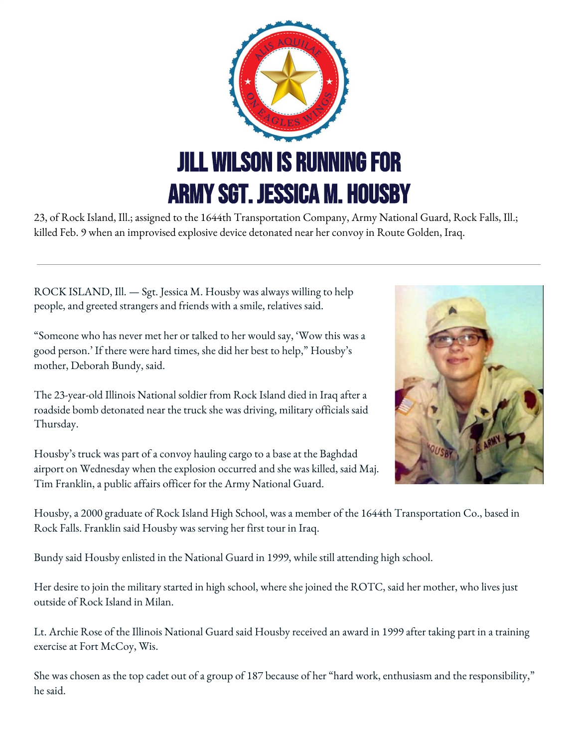# JILL WILSON IS RUNNING FOR ARMY SGT. JESSICA M. HOUSBY

23, of Rock Island, Ill.; assigned to the 1644th Transportation Company, Army National Guard, Rock Falls, Ill.; killed Feb. 9 when an improvised explosive device detonated near her convoy in Route Golden, Iraq.

---

ROCK ISLAND, Ill. — Sgt. Jessica M. Housby was always willing to help people, and greeted strangers and friends with a smile, relatives said.

"Someone who has never met her or talked to her would say, 'Wow this was a good person.' If there were hard times, she did her best to help," Housby's mother, Deborah Bundy, said.

The 23-year-old Illinois National soldier from Rock Island died in Iraq after a roadside bomb detonated near the truck she was driving, military officials said Thursday.

Housby's truck was part of a convoy hauling cargo to a base at the Baghdad airport on Wednesday when the explosion occurred and she was killed, said Maj. Tim Franklin, a public affairs officer for the Army National Guard.

Housby, a 2000 graduate of Rock Island High School, was a member of the 1644th Transportation Co., based in Rock Falls. Franklin said Housby was serving her first tour in Iraq.

Bundy said Housby enlisted in the National Guard in 1999, while still attending high school.

Her desire to join the military started in high school, where she joined the ROTC, said her mother, who lives just outside of Rock Island in Milan.

Lt. Archie Rose of the Illinois National Guard said Housby received an award in 1999 after taking part in a training exercise at Fort McCoy, Wis.

She was chosen as the top cadet out of a group of 187 because of her "hard work, enthusiasm and the responsibility," he said.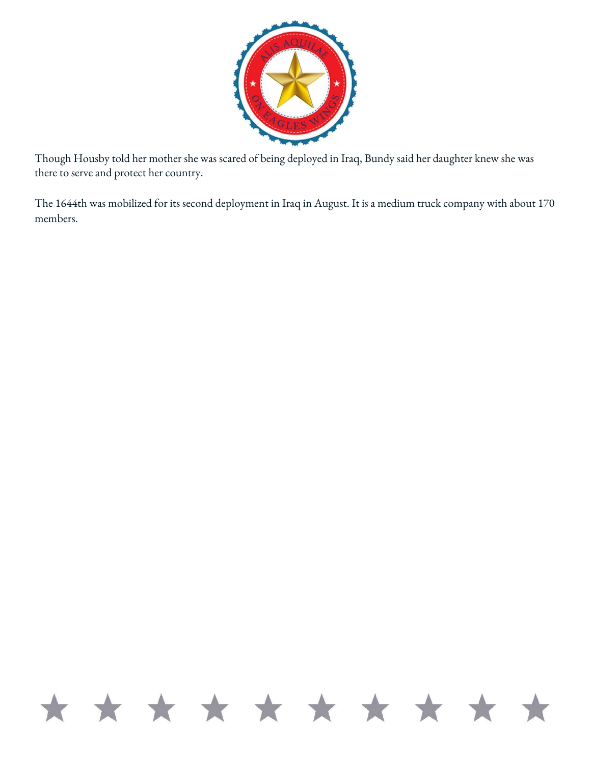Though Housby told her mother she was scared of being deployed in Iraq, Bundy said her daughter knew she was there to serve and protect her country.

The 1644th was mobilized for its second deployment in Iraq in August. It is a medium truck company with about 170 members.